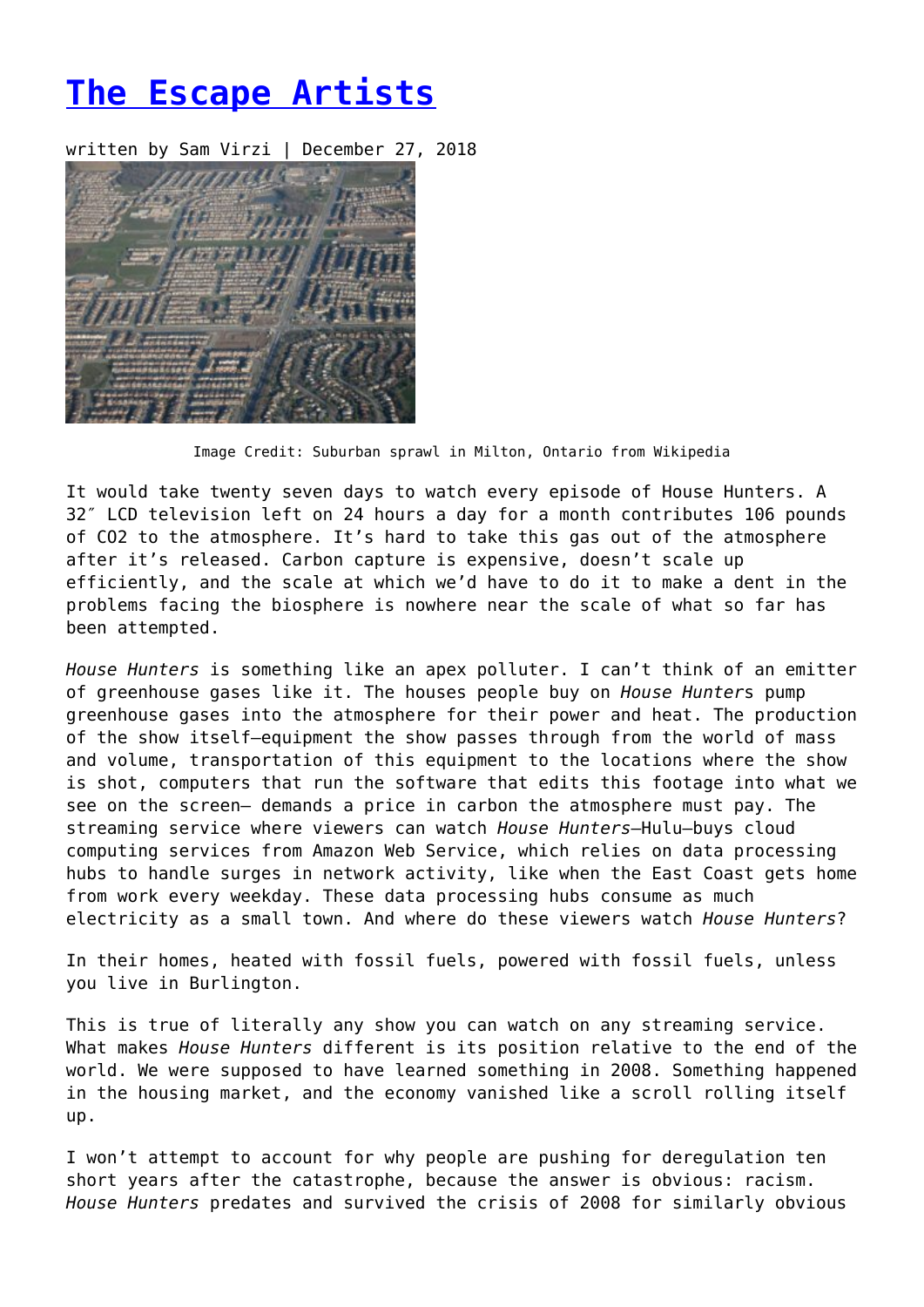# [The Escape Artists]

written by Sam Virzi | December 27, 2018

Image Credit: Suburban sprawl in Milton, Ontario from Wikipedia

It would take twenty seven days to watch every episode of House Hunters. A 32″ LCD television left on 24 hours a day for a month contributes 106 pounds of $CO_2$ to the atmosphere. It's hard to take this gas out of the atmosphere after it's released. Carbon capture is expensive, doesn't scale up efficiently, and the scale at which we'd have to do it to make a dent in the problems facing the biosphere is nowhere near the scale of what so far has been attempted.

*House Hunters* is something like an apex polluter. I can't think of an emitter of greenhouse gases like it. The houses people buy on *House Hunter*s pump greenhouse gases into the atmosphere for their power and heat. The production of the show itself—equipment the show passes through from the world of mass and volume, transportation of this equipment to the locations where the show is shot, computers that run the software that edits this footage into what we see on the screen— demands a price in carbon the atmosphere must pay. The streaming service where viewers can watch *House Hunters*—Hulu—buys cloud computing services from Amazon Web Service, which relies on data processing hubs to handle surges in network activity, like when the East Coast gets home from work every weekday. These data processing hubs consume as much electricity as a small town. And where do these viewers watch *House Hunters*?

In their homes, heated with fossil fuels, powered with fossil fuels, unless you live in Burlington.

This is true of literally any show you can watch on any streaming service. What makes *House Hunters* different is its position relative to the end of the world. We were supposed to have learned something in 2008. Something happened in the housing market, and the economy vanished like a scroll rolling itself up.

I won't attempt to account for why people are pushing for deregulation ten short years after the catastrophe, because the answer is obvious: racism. *House Hunters* predates and survived the crisis of 2008 for similarly obvious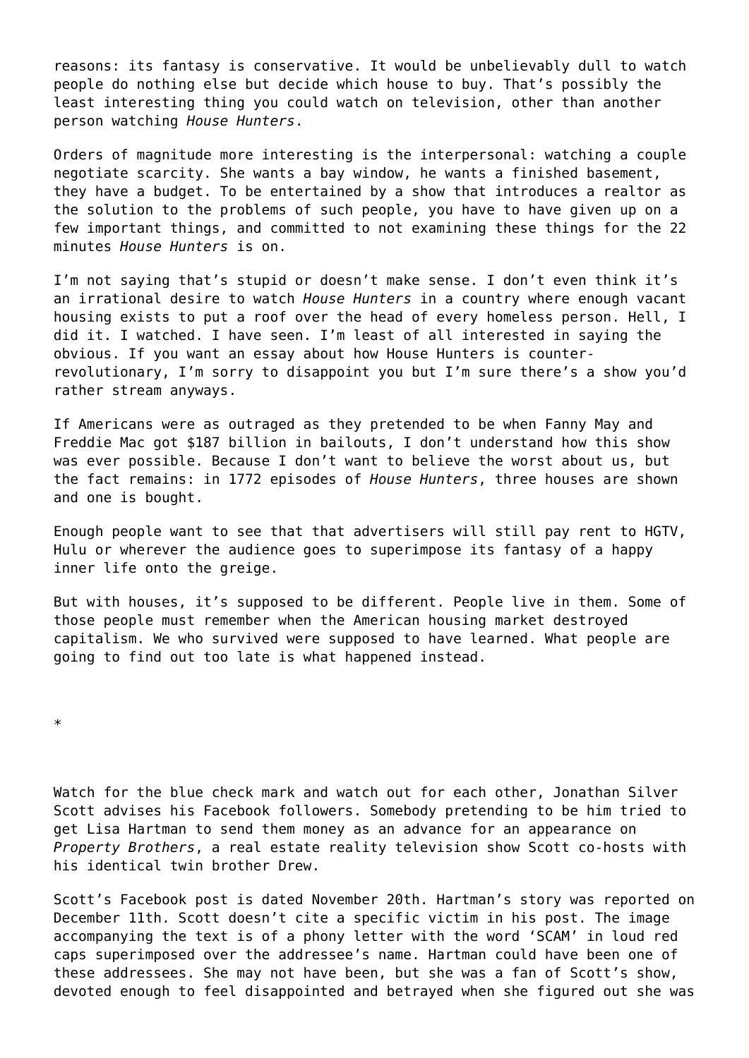reasons: its fantasy is conservative. It would be unbelievably dull to watch people do nothing else but decide which house to buy. That's possibly the least interesting thing you could watch on television, other than another person watching *House Hunters*.

Orders of magnitude more interesting is the interpersonal: watching a couple negotiate scarcity. She wants a bay window, he wants a finished basement, they have a budget. To be entertained by a show that introduces a realtor as the solution to the problems of such people, you have to have given up on a few important things, and committed to not examining these things for the 22 minutes *House Hunters* is on.

I'm not saying that's stupid or doesn't make sense. I don't even think it's an irrational desire to watch *House Hunters* in a country where enough vacant housing exists to put a roof over the head of every homeless person. Hell, I did it. I watched. I have seen. I'm least of all interested in saying the obvious. If you want an essay about how House Hunters is counter-revolutionary, I'm sorry to disappoint you but I'm sure there's a show you'd rather stream anyways.

If Americans were as outraged as they pretended to be when Fanny May and Freddie Mac got $187 billion in bailouts, I don't understand how this show was ever possible. Because I don't want to believe the worst about us, but the fact remains: in 1772 episodes of *House Hunters*, three houses are shown and one is bought.

Enough people want to see that that advertisers will still pay rent to HGTV, Hulu or wherever the audience goes to superimpose its fantasy of a happy inner life onto the greige.

But with houses, it's supposed to be different. People live in them. Some of those people must remember when the American housing market destroyed capitalism. We who survived were supposed to have learned. What people are going to find out too late is what happened instead.

*

Watch for the blue check mark and watch out for each other, Jonathan Silver Scott advises his Facebook followers. Somebody pretending to be him tried to get Lisa Hartman to send them money as an advance for an appearance on *Property Brothers*, a real estate reality television show Scott co-hosts with his identical twin brother Drew.

Scott's Facebook post is dated November 20th. Hartman's story was reported on December 11th. Scott doesn't cite a specific victim in his post. The image accompanying the text is of a phony letter with the word 'SCAM' in loud red caps superimposed over the addressee's name. Hartman could have been one of these addressees. She may not have been, but she was a fan of Scott's show, devoted enough to feel disappointed and betrayed when she figured out she was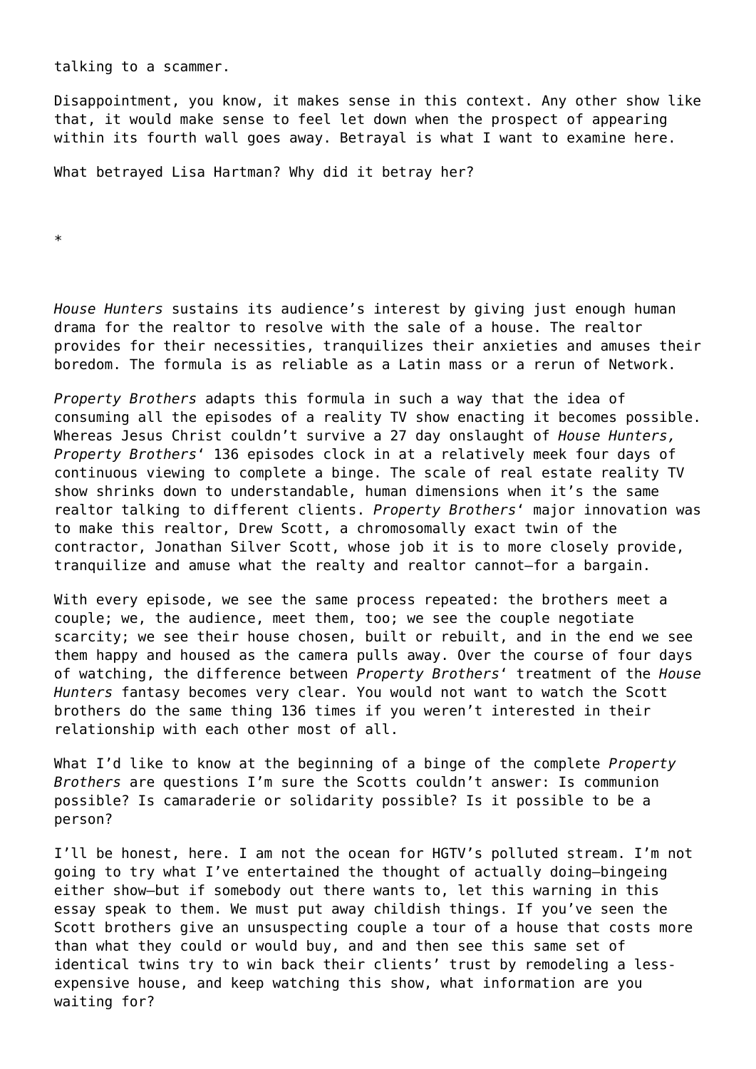talking to a scammer.

Disappointment, you know, it makes sense in this context. Any other show like that, it would make sense to feel let down when the prospect of appearing within its fourth wall goes away. Betrayal is what I want to examine here.

What betrayed Lisa Hartman? Why did it betray her?

*

*House Hunters* sustains its audience's interest by giving just enough human drama for the realtor to resolve with the sale of a house. The realtor provides for their necessities, tranquilizes their anxieties and amuses their boredom. The formula is as reliable as a Latin mass or a rerun of Network.

*Property Brothers* adapts this formula in such a way that the idea of consuming all the episodes of a reality TV show enacting it becomes possible. Whereas Jesus Christ couldn't survive a 27 day onslaught of *House Hunters, Property Brothers*' 136 episodes clock in at a relatively meek four days of continuous viewing to complete a binge. The scale of real estate reality TV show shrinks down to understandable, human dimensions when it's the same realtor talking to different clients. *Property Brothers*' major innovation was to make this realtor, Drew Scott, a chromosomally exact twin of the contractor, Jonathan Silver Scott, whose job it is to more closely provide, tranquilize and amuse what the realty and realtor cannot—for a bargain.

With every episode, we see the same process repeated: the brothers meet a couple; we, the audience, meet them, too; we see the couple negotiate scarcity; we see their house chosen, built or rebuilt, and in the end we see them happy and housed as the camera pulls away. Over the course of four days of watching, the difference between *Property Brothers*' treatment of the *House Hunters* fantasy becomes very clear. You would not want to watch the Scott brothers do the same thing 136 times if you weren't interested in their relationship with each other most of all.

What I'd like to know at the beginning of a binge of the complete *Property Brothers* are questions I'm sure the Scotts couldn't answer: Is communion possible? Is camaraderie or solidarity possible? Is it possible to be a person?

I'll be honest, here. I am not the ocean for HGTV's polluted stream. I'm not going to try what I've entertained the thought of actually doing—bingeing either show—but if somebody out there wants to, let this warning in this essay speak to them. We must put away childish things. If you've seen the Scott brothers give an unsuspecting couple a tour of a house that costs more than what they could or would buy, and and then see this same set of identical twins try to win back their clients' trust by remodeling a less-expensive house, and keep watching this show, what information are you waiting for?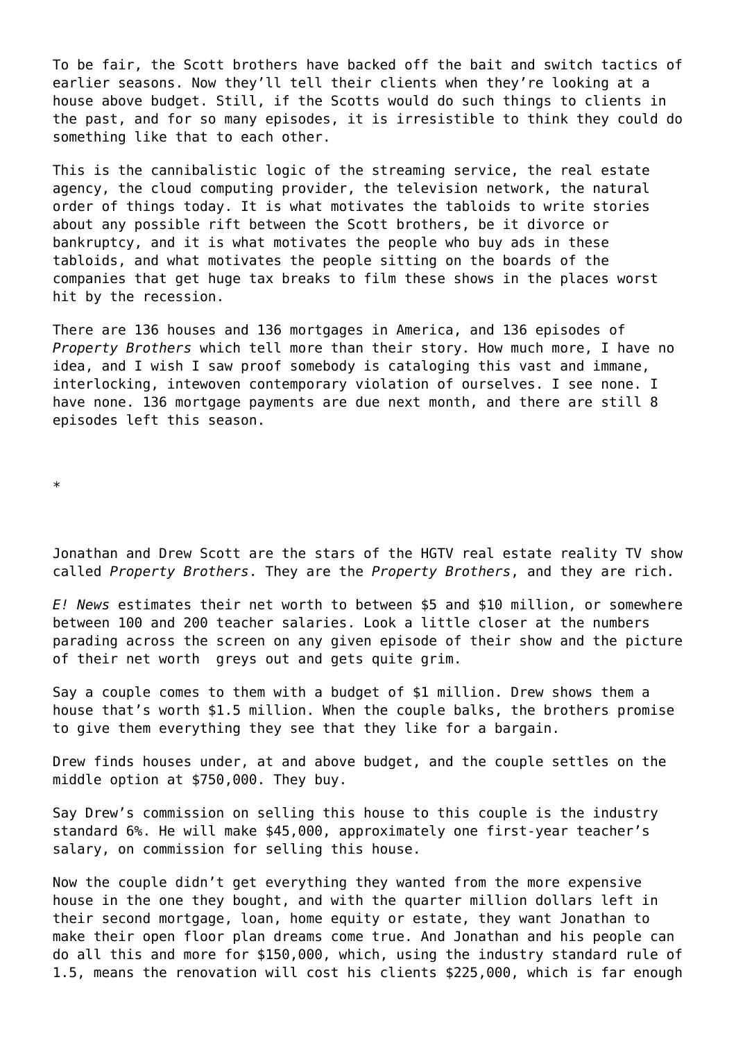To be fair, the Scott brothers have backed off the bait and switch tactics of earlier seasons. Now they'll tell their clients when they're looking at a house above budget. Still, if the Scotts would do such things to clients in the past, and for so many episodes, it is irresistible to think they could do something like that to each other.

This is the cannibalistic logic of the streaming service, the real estate agency, the cloud computing provider, the television network, the natural order of things today. It is what motivates the tabloids to write stories about any possible rift between the Scott brothers, be it divorce or bankruptcy, and it is what motivates the people who buy ads in these tabloids, and what motivates the people sitting on the boards of the companies that get huge tax breaks to film these shows in the places worst hit by the recession.

There are 136 houses and 136 mortgages in America, and 136 episodes of *Property Brothers* which tell more than their story. How much more, I have no idea, and I wish I saw proof somebody is cataloging this vast and immane, interlocking, intewoven contemporary violation of ourselves. I see none. I have none. 136 mortgage payments are due next month, and there are still 8 episodes left this season.

*

Jonathan and Drew Scott are the stars of the HGTV real estate reality TV show called *Property Brothers*. They are the *Property Brothers*, and they are rich.

*E! News* estimates their net worth to between $5 and $10 million, or somewhere between 100 and 200 teacher salaries. Look a little closer at the numbers parading across the screen on any given episode of their show and the picture of their net worth  greys out and gets quite grim.

Say a couple comes to them with a budget of $1 million. Drew shows them a house that's worth $1.5 million. When the couple balks, the brothers promise to give them everything they see that they like for a bargain.

Drew finds houses under, at and above budget, and the couple settles on the middle option at $750,000. They buy.

Say Drew's commission on selling this house to this couple is the industry standard 6%. He will make $45,000, approximately one first-year teacher's salary, on commission for selling this house.

Now the couple didn't get everything they wanted from the more expensive house in the one they bought, and with the quarter million dollars left in their second mortgage, loan, home equity or estate, they want Jonathan to make their open floor plan dreams come true. And Jonathan and his people can do all this and more for $150,000, which, using the industry standard rule of 1.5, means the renovation will cost his clients $225,000, which is far enough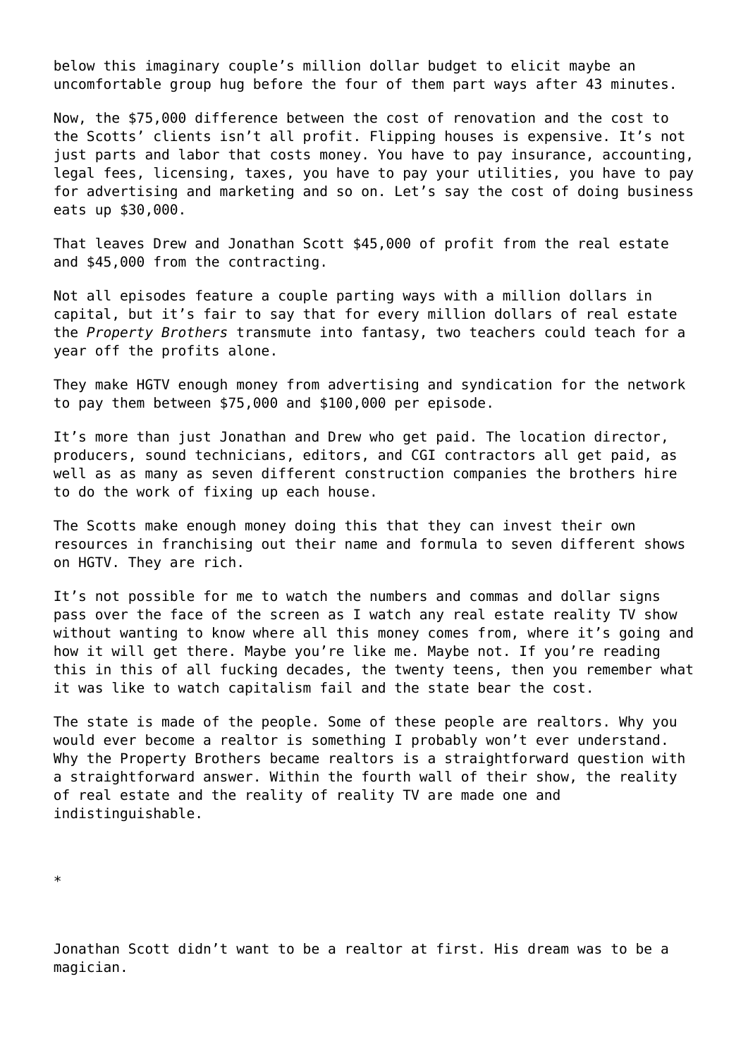below this imaginary couple's million dollar budget to elicit maybe an uncomfortable group hug before the four of them part ways after 43 minutes.

Now, the $75,000 difference between the cost of renovation and the cost to the Scotts' clients isn't all profit. Flipping houses is expensive. It's not just parts and labor that costs money. You have to pay insurance, accounting, legal fees, licensing, taxes, you have to pay your utilities, you have to pay for advertising and marketing and so on. Let's say the cost of doing business eats up $30,000.

That leaves Drew and Jonathan Scott $45,000 of profit from the real estate and $45,000 from the contracting.

Not all episodes feature a couple parting ways with a million dollars in capital, but it's fair to say that for every million dollars of real estate the *Property Brothers* transmute into fantasy, two teachers could teach for a year off the profits alone.

They make HGTV enough money from advertising and syndication for the network to pay them between $75,000 and $100,000 per episode.

It's more than just Jonathan and Drew who get paid. The location director, producers, sound technicians, editors, and CGI contractors all get paid, as well as as many as seven different construction companies the brothers hire to do the work of fixing up each house.

The Scotts make enough money doing this that they can invest their own resources in franchising out their name and formula to seven different shows on HGTV. They are rich.

It's not possible for me to watch the numbers and commas and dollar signs pass over the face of the screen as I watch any real estate reality TV show without wanting to know where all this money comes from, where it's going and how it will get there. Maybe you're like me. Maybe not. If you're reading this in this of all fucking decades, the twenty teens, then you remember what it was like to watch capitalism fail and the state bear the cost.

The state is made of the people. Some of these people are realtors. Why you would ever become a realtor is something I probably won't ever understand. Why the Property Brothers became realtors is a straightforward question with a straightforward answer. Within the fourth wall of their show, the reality of real estate and the reality of reality TV are made one and indistinguishable.

*

Jonathan Scott didn't want to be a realtor at first. His dream was to be a magician.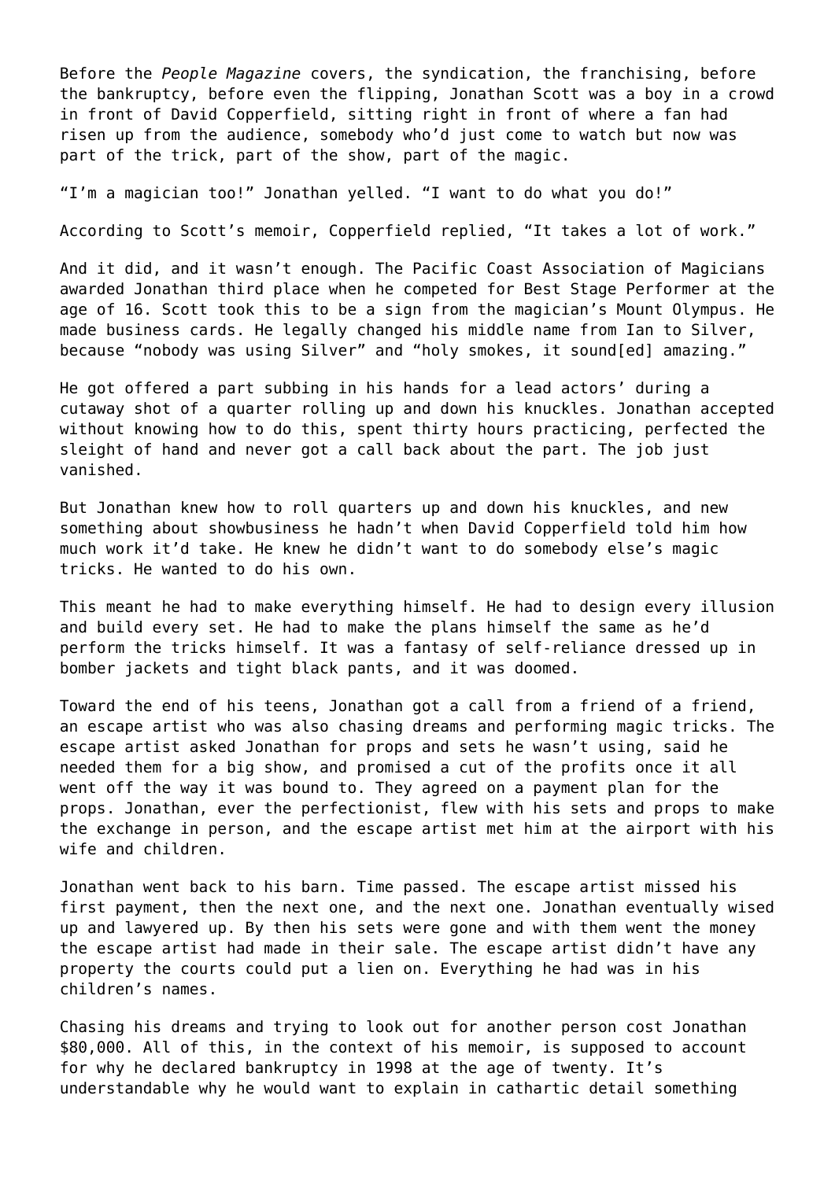Before the *People Magazine* covers, the syndication, the franchising, before the bankruptcy, before even the flipping, Jonathan Scott was a boy in a crowd in front of David Copperfield, sitting right in front of where a fan had risen up from the audience, somebody who'd just come to watch but now was part of the trick, part of the show, part of the magic.

"I'm a magician too!" Jonathan yelled. "I want to do what you do!"

According to Scott's memoir, Copperfield replied, "It takes a lot of work."

And it did, and it wasn't enough. The Pacific Coast Association of Magicians awarded Jonathan third place when he competed for Best Stage Performer at the age of 16. Scott took this to be a sign from the magician's Mount Olympus. He made business cards. He legally changed his middle name from Ian to Silver, because "nobody was using Silver" and "holy smokes, it sound[ed] amazing."

He got offered a part subbing in his hands for a lead actors' during a cutaway shot of a quarter rolling up and down his knuckles. Jonathan accepted without knowing how to do this, spent thirty hours practicing, perfected the sleight of hand and never got a call back about the part. The job just vanished.

But Jonathan knew how to roll quarters up and down his knuckles, and new something about showbusiness he hadn't when David Copperfield told him how much work it'd take. He knew he didn't want to do somebody else's magic tricks. He wanted to do his own.

This meant he had to make everything himself. He had to design every illusion and build every set. He had to make the plans himself the same as he'd perform the tricks himself. It was a fantasy of self-reliance dressed up in bomber jackets and tight black pants, and it was doomed.

Toward the end of his teens, Jonathan got a call from a friend of a friend, an escape artist who was also chasing dreams and performing magic tricks. The escape artist asked Jonathan for props and sets he wasn't using, said he needed them for a big show, and promised a cut of the profits once it all went off the way it was bound to. They agreed on a payment plan for the props. Jonathan, ever the perfectionist, flew with his sets and props to make the exchange in person, and the escape artist met him at the airport with his wife and children.

Jonathan went back to his barn. Time passed. The escape artist missed his first payment, then the next one, and the next one. Jonathan eventually wised up and lawyered up. By then his sets were gone and with them went the money the escape artist had made in their sale. The escape artist didn't have any property the courts could put a lien on. Everything he had was in his children's names.

Chasing his dreams and trying to look out for another person cost Jonathan $80,000. All of this, in the context of his memoir, is supposed to account for why he declared bankruptcy in 1998 at the age of twenty. It's understandable why he would want to explain in cathartic detail something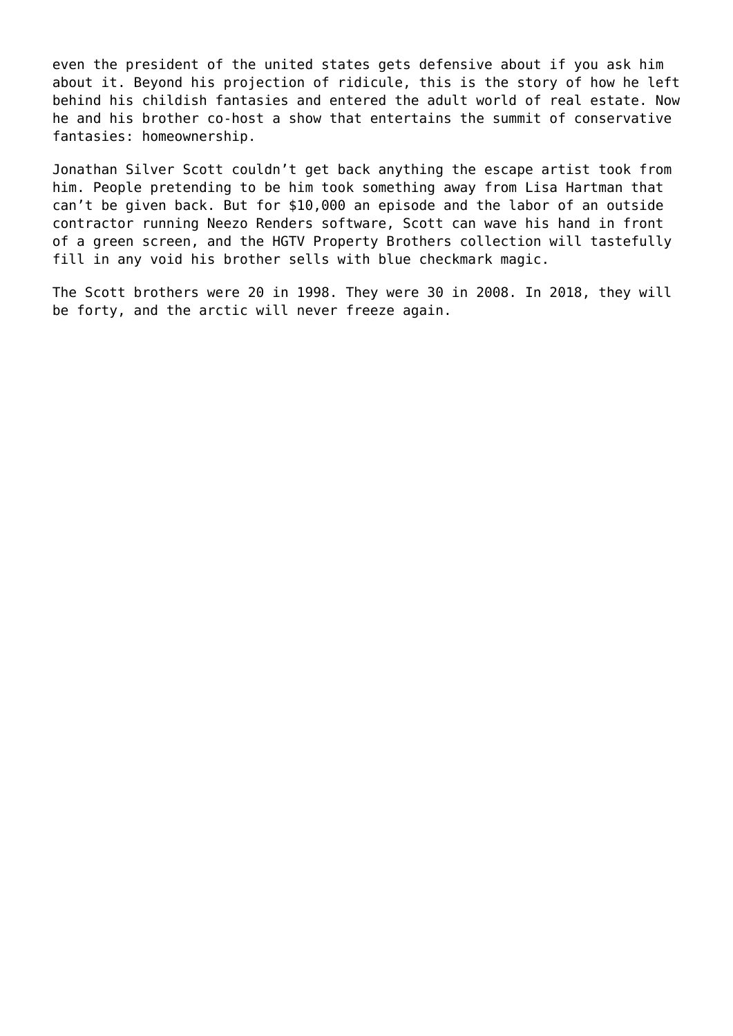even the president of the united states gets defensive about if you ask him about it. Beyond his projection of ridicule, this is the story of how he left behind his childish fantasies and entered the adult world of real estate. Now he and his brother co-host a show that entertains the summit of conservative fantasies: homeownership.

Jonathan Silver Scott couldn't get back anything the escape artist took from him. People pretending to be him took something away from Lisa Hartman that can't be given back. But for $10,000 an episode and the labor of an outside contractor running Neezo Renders software, Scott can wave his hand in front of a green screen, and the HGTV Property Brothers collection will tastefully fill in any void his brother sells with blue checkmark magic.

The Scott brothers were 20 in 1998. They were 30 in 2008. In 2018, they will be forty, and the arctic will never freeze again.